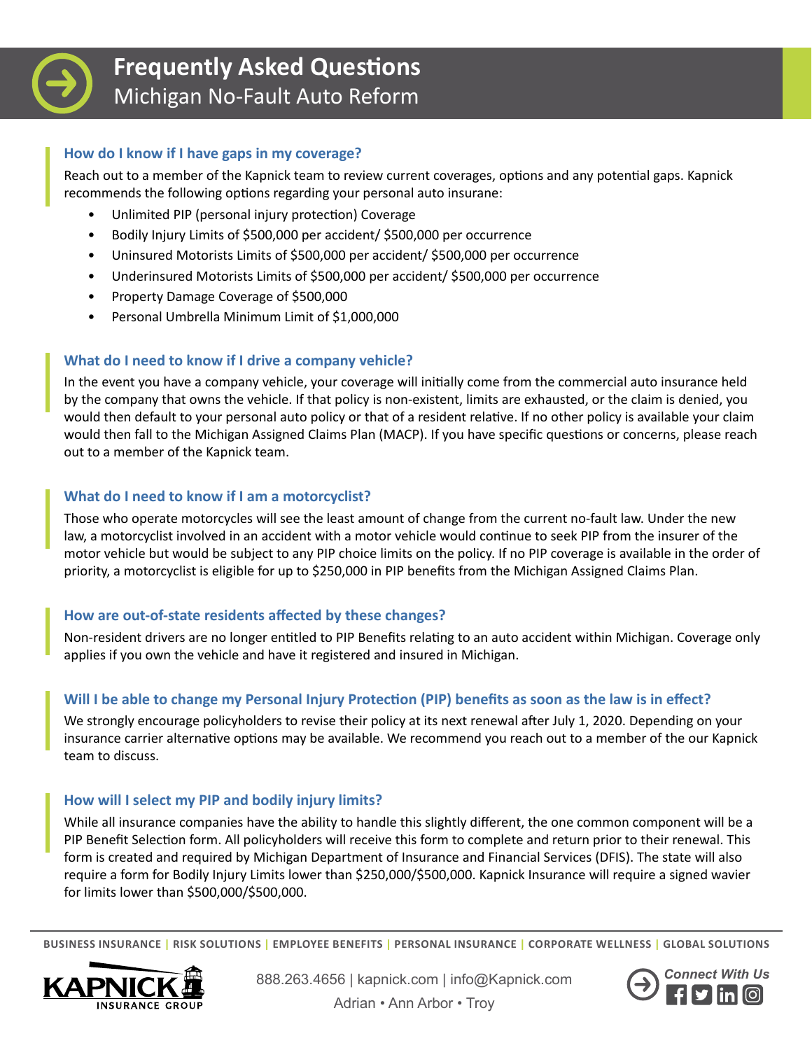# Frequently Asked Questions
## Michigan No-Fault Auto Reform

### How do I know if I have gaps in my coverage?

Reach out to a member of the Kapnick team to review current coverages, options and any potential gaps. Kapnick recommends the following options regarding your personal auto insurane:

- Unlimited PIP (personal injury protection) Coverage
- Bodily Injury Limits of $500,000 per accident/ $500,000 per occurrence
- Uninsured Motorists Limits of $500,000 per accident/ $500,000 per occurrence
- Underinsured Motorists Limits of $500,000 per accident/ $500,000 per occurrence
- Property Damage Coverage of $500,000
- Personal Umbrella Minimum Limit of $1,000,000

### What do I need to know if I drive a company vehicle?

In the event you have a company vehicle, your coverage will initially come from the commercial auto insurance held by the company that owns the vehicle. If that policy is non-existent, limits are exhausted, or the claim is denied, you would then default to your personal auto policy or that of a resident relative. If no other policy is available your claim would then fall to the Michigan Assigned Claims Plan (MACP). If you have specific questions or concerns, please reach out to a member of the Kapnick team.

### What do I need to know if I am a motorcyclist?

Those who operate motorcycles will see the least amount of change from the current no-fault law. Under the new law, a motorcyclist involved in an accident with a motor vehicle would continue to seek PIP from the insurer of the motor vehicle but would be subject to any PIP choice limits on the policy. If no PIP coverage is available in the order of priority, a motorcyclist is eligible for up to $250,000 in PIP benefits from the Michigan Assigned Claims Plan.

### How are out-of-state residents affected by these changes?

Non-resident drivers are no longer entitled to PIP Benefits relating to an auto accident within Michigan. Coverage only applies if you own the vehicle and have it registered and insured in Michigan.

### Will I be able to change my Personal Injury Protection (PIP) benefits as soon as the law is in effect?

We strongly encourage policyholders to revise their policy at its next renewal after July 1, 2020. Depending on your insurance carrier alternative options may be available. We recommend you reach out to a member of the our Kapnick team to discuss.

### How will I select my PIP and bodily injury limits?

While all insurance companies have the ability to handle this slightly different, the one common component will be a PIP Benefit Selection form. All policyholders will receive this form to complete and return prior to their renewal. This form is created and required by Michigan Department of Insurance and Financial Services (DFIS). The state will also require a form for Bodily Injury Limits lower than $250,000/$500,000. Kapnick Insurance will require a signed wavier for limits lower than $500,000/$500,000.

BUSINESS INSURANCE | RISK SOLUTIONS | EMPLOYEE BENEFITS | PERSONAL INSURANCE | CORPORATE WELLNESS | GLOBAL SOLUTIONS

KAPNICK INSURANCE GROUP

888.263.4656 | kapnick.com | info@Kapnick.com

Adrian • Ann Arbor • Troy

Connect With Us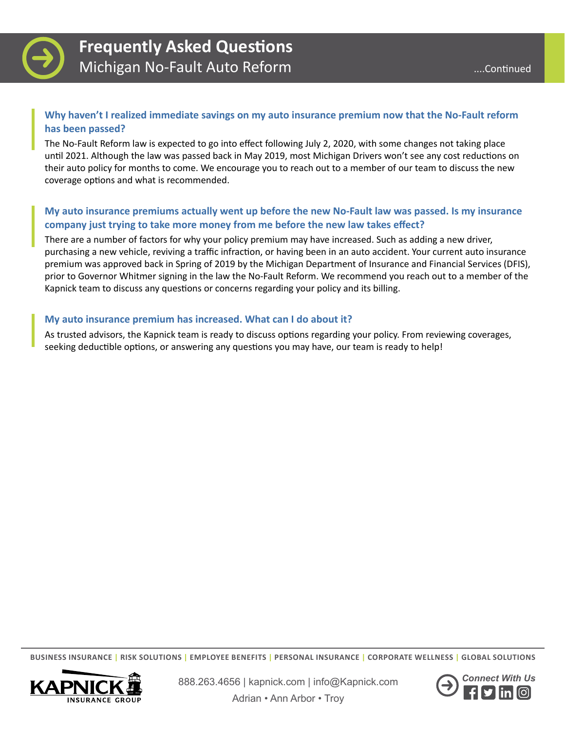# Frequently Asked Questions

## Michigan No-Fault Auto Reform

....Continued

### Why haven't I realized immediate savings on my auto insurance premium now that the No-Fault reform has been passed?

The No-Fault Reform law is expected to go into effect following July 2, 2020, with some changes not taking place until 2021. Although the law was passed back in May 2019, most Michigan Drivers won't see any cost reductions on their auto policy for months to come. We encourage you to reach out to a member of our team to discuss the new coverage options and what is recommended.

### My auto insurance premiums actually went up before the new No-Fault law was passed. Is my insurance company just trying to take more money from me before the new law takes effect?

There are a number of factors for why your policy premium may have increased. Such as adding a new driver, purchasing a new vehicle, reviving a traffic infraction, or having been in an auto accident. Your current auto insurance premium was approved back in Spring of 2019 by the Michigan Department of Insurance and Financial Services (DFIS), prior to Governor Whitmer signing in the law the No-Fault Reform. We recommend you reach out to a member of the Kapnick team to discuss any questions or concerns regarding your policy and its billing.

### My auto insurance premium has increased. What can I do about it?

As trusted advisors, the Kapnick team is ready to discuss options regarding your policy. From reviewing coverages, seeking deductible options, or answering any questions you may have, our team is ready to help!

BUSINESS INSURANCE | RISK SOLUTIONS | EMPLOYEE BENEFITS | PERSONAL INSURANCE | CORPORATE WELLNESS | GLOBAL SOLUTIONS

KAPNICK INSURANCE GROUP

888.263.4656 | kapnick.com | info@Kapnick.com

Adrian • Ann Arbor • Troy

Connect With Us